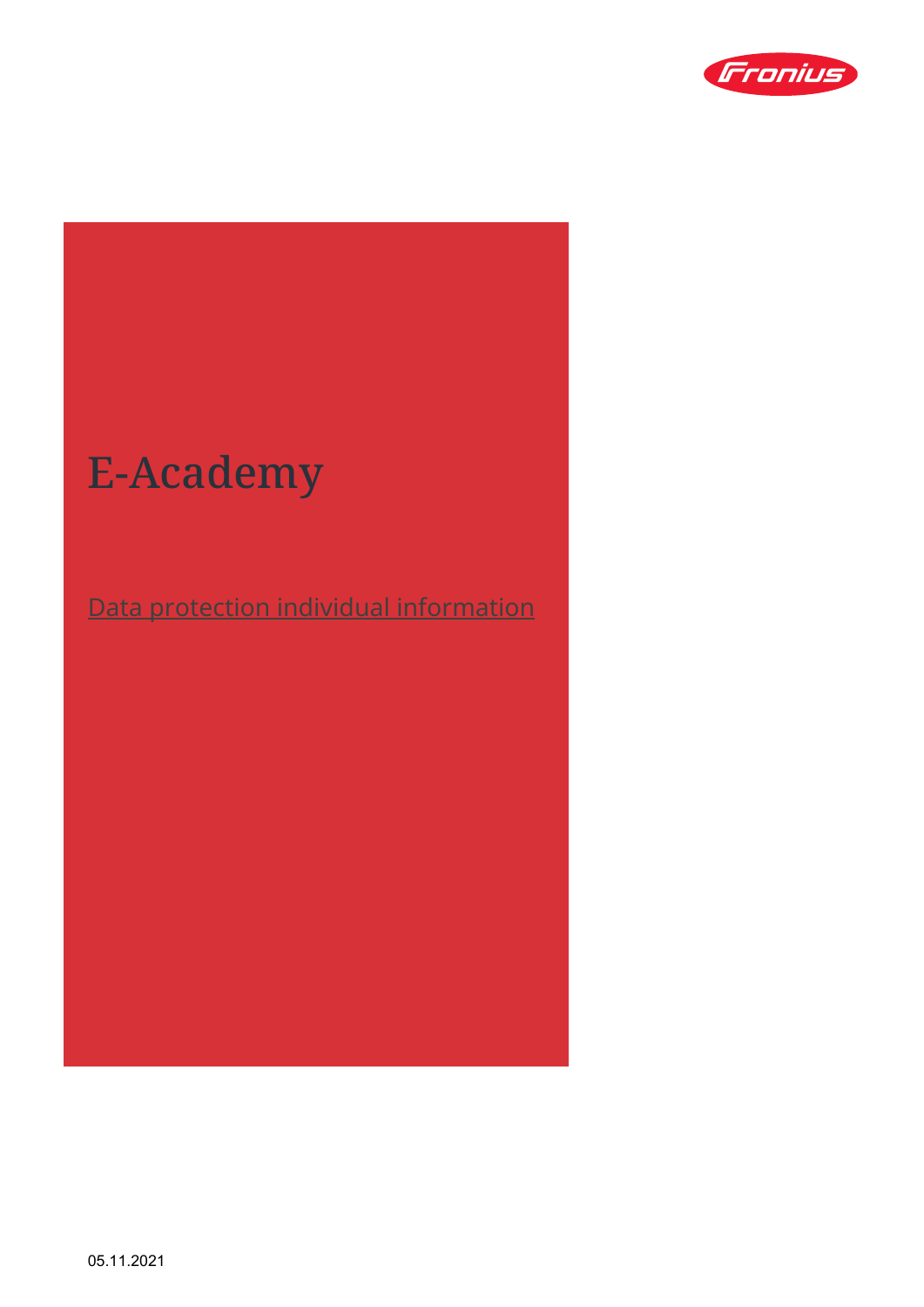# E-Academy

Data protection individual information

05.11.2021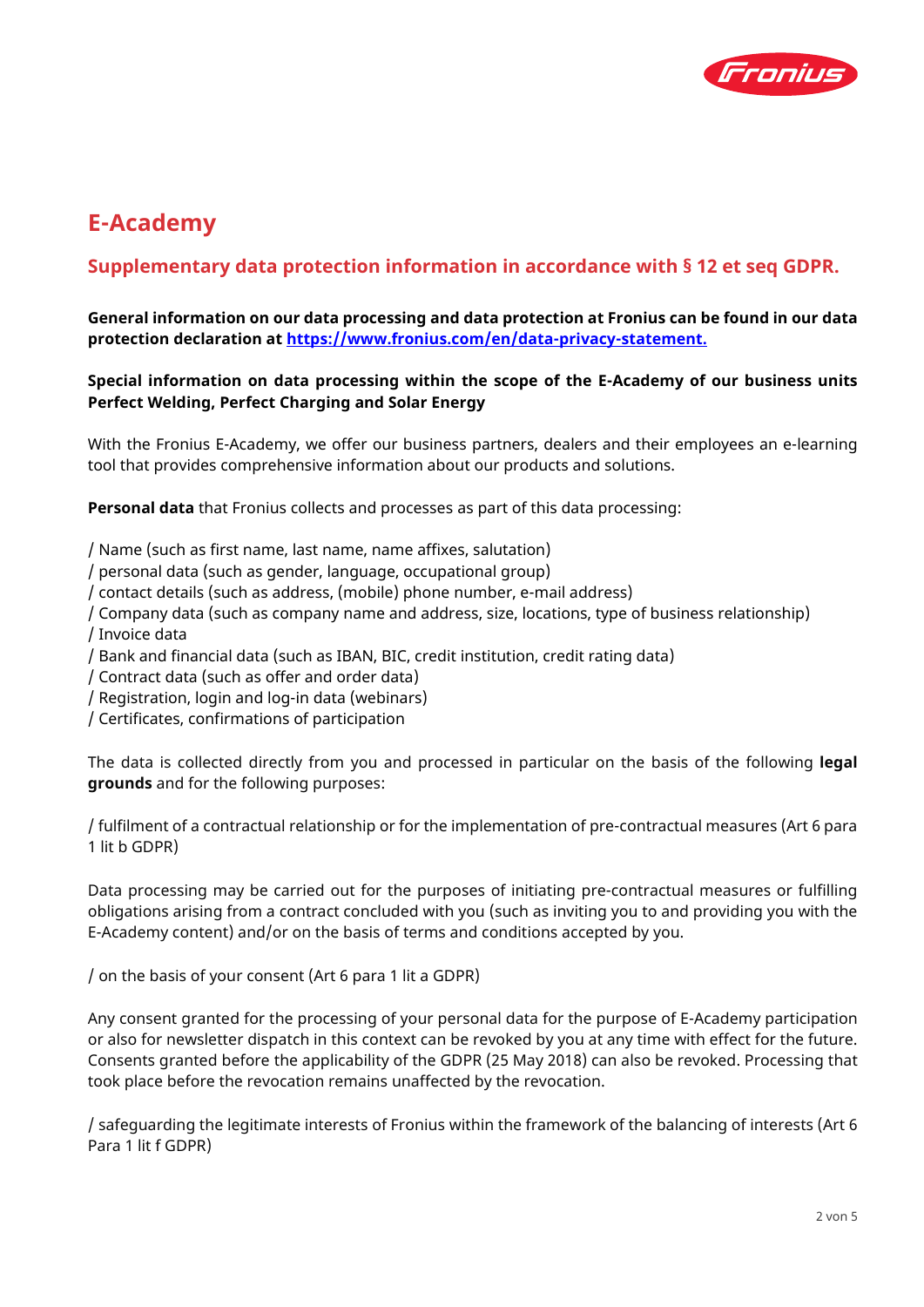# E-Academy

## Supplementary data protection information in accordance with § 12 et seq GDPR.

**General information on our data processing and data protection at Fronius can be found in our data protection declaration at [https://www.fronius.com/en/data-privacy-statement.](https://www.fronius.com/en/data-privacy-statement)**

**Special information on data processing within the scope of the E-Academy of our business units Perfect Welding, Perfect Charging and Solar Energy**

With the Fronius E-Academy, we offer our business partners, dealers and their employees an e-learning tool that provides comprehensive information about our products and solutions.

**Personal data** that Fronius collects and processes as part of this data processing:

/ Name (such as first name, last name, name affixes, salutation)
/ personal data (such as gender, language, occupational group)
/ contact details (such as address, (mobile) phone number, e-mail address)
/ Company data (such as company name and address, size, locations, type of business relationship)
/ Invoice data
/ Bank and financial data (such as IBAN, BIC, credit institution, credit rating data)
/ Contract data (such as offer and order data)
/ Registration, login and log-in data (webinars)
/ Certificates, confirmations of participation

The data is collected directly from you and processed in particular on the basis of the following **legal grounds** and for the following purposes:

/ fulfilment of a contractual relationship or for the implementation of pre-contractual measures (Art 6 para 1 lit b GDPR)

Data processing may be carried out for the purposes of initiating pre-contractual measures or fulfilling obligations arising from a contract concluded with you (such as inviting you to and providing you with the E-Academy content) and/or on the basis of terms and conditions accepted by you.

/ on the basis of your consent (Art 6 para 1 lit a GDPR)

Any consent granted for the processing of your personal data for the purpose of E-Academy participation or also for newsletter dispatch in this context can be revoked by you at any time with effect for the future. Consents granted before the applicability of the GDPR (25 May 2018) can also be revoked. Processing that took place before the revocation remains unaffected by the revocation.

/ safeguarding the legitimate interests of Fronius within the framework of the balancing of interests (Art 6 Para 1 lit f GDPR)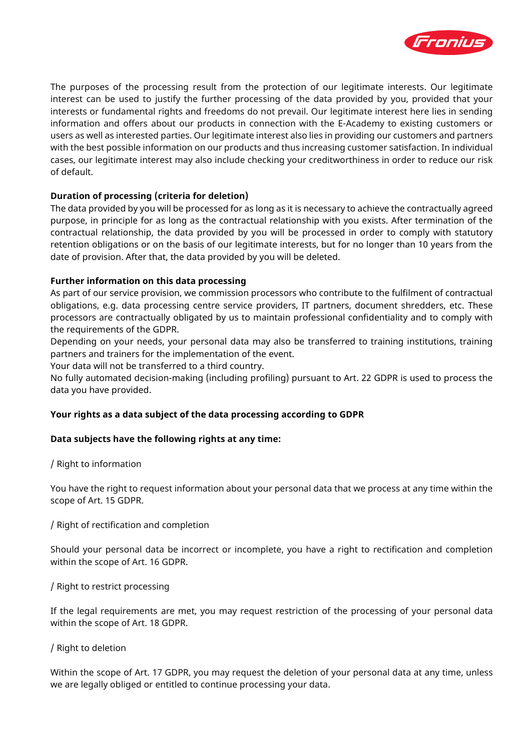The purposes of the processing result from the protection of our legitimate interests. Our legitimate interest can be used to justify the further processing of the data provided by you, provided that your interests or fundamental rights and freedoms do not prevail. Our legitimate interest here lies in sending information and offers about our products in connection with the E-Academy to existing customers or users as well as interested parties. Our legitimate interest also lies in providing our customers and partners with the best possible information on our products and thus increasing customer satisfaction. In individual cases, our legitimate interest may also include checking your creditworthiness in order to reduce our risk of default.

**Duration of processing (criteria for deletion)**

The data provided by you will be processed for as long as it is necessary to achieve the contractually agreed purpose, in principle for as long as the contractual relationship with you exists. After termination of the contractual relationship, the data provided by you will be processed in order to comply with statutory retention obligations or on the basis of our legitimate interests, but for no longer than 10 years from the date of provision. After that, the data provided by you will be deleted.

**Further information on this data processing**

As part of our service provision, we commission processors who contribute to the fulfilment of contractual obligations, e.g. data processing centre service providers, IT partners, document shredders, etc. These processors are contractually obligated by us to maintain professional confidentiality and to comply with the requirements of the GDPR.

Depending on your needs, your personal data may also be transferred to training institutions, training partners and trainers for the implementation of the event.

Your data will not be transferred to a third country.

No fully automated decision-making (including profiling) pursuant to Art. 22 GDPR is used to process the data you have provided.

**Your rights as a data subject of the data processing according to GDPR**

**Data subjects have the following rights at any time:**

/ Right to information

You have the right to request information about your personal data that we process at any time within the scope of Art. 15 GDPR.

/ Right of rectification and completion

Should your personal data be incorrect or incomplete, you have a right to rectification and completion within the scope of Art. 16 GDPR.

/ Right to restrict processing

If the legal requirements are met, you may request restriction of the processing of your personal data within the scope of Art. 18 GDPR.

/ Right to deletion

Within the scope of Art. 17 GDPR, you may request the deletion of your personal data at any time, unless we are legally obliged or entitled to continue processing your data.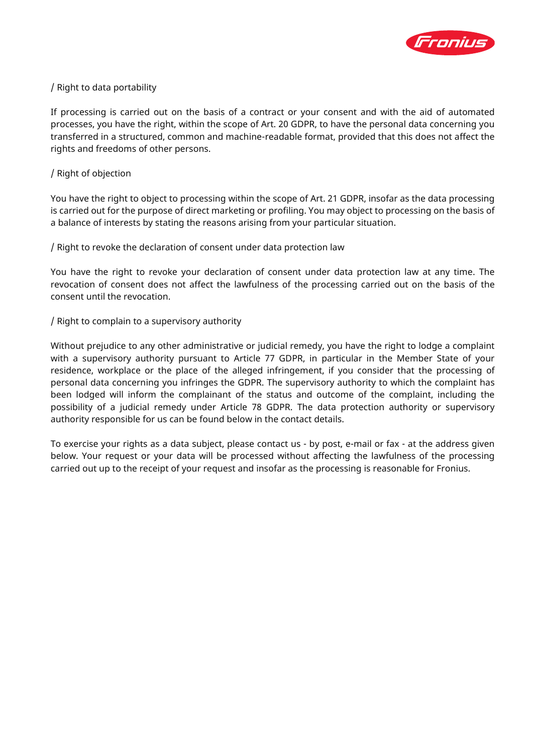/ Right to data portability

If processing is carried out on the basis of a contract or your consent and with the aid of automated processes, you have the right, within the scope of Art. 20 GDPR, to have the personal data concerning you transferred in a structured, common and machine-readable format, provided that this does not affect the rights and freedoms of other persons.

/ Right of objection

You have the right to object to processing within the scope of Art. 21 GDPR, insofar as the data processing is carried out for the purpose of direct marketing or profiling. You may object to processing on the basis of a balance of interests by stating the reasons arising from your particular situation.

/ Right to revoke the declaration of consent under data protection law

You have the right to revoke your declaration of consent under data protection law at any time. The revocation of consent does not affect the lawfulness of the processing carried out on the basis of the consent until the revocation.

/ Right to complain to a supervisory authority

Without prejudice to any other administrative or judicial remedy, you have the right to lodge a complaint with a supervisory authority pursuant to Article 77 GDPR, in particular in the Member State of your residence, workplace or the place of the alleged infringement, if you consider that the processing of personal data concerning you infringes the GDPR. The supervisory authority to which the complaint has been lodged will inform the complainant of the status and outcome of the complaint, including the possibility of a judicial remedy under Article 78 GDPR. The data protection authority or supervisory authority responsible for us can be found below in the contact details.

To exercise your rights as a data subject, please contact us - by post, e-mail or fax - at the address given below. Your request or your data will be processed without affecting the lawfulness of the processing carried out up to the receipt of your request and insofar as the processing is reasonable for Fronius.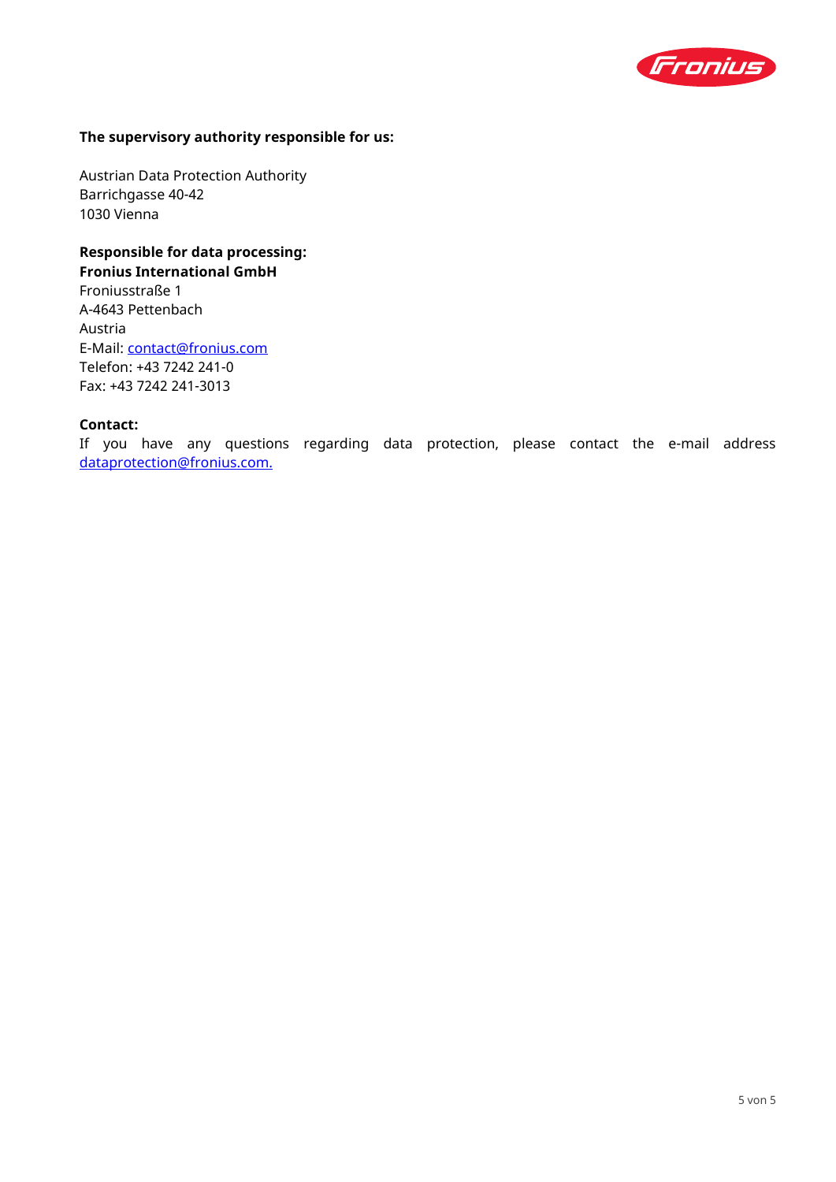**The supervisory authority responsible for us:**

Austrian Data Protection Authority
Barrichgasse 40-42
1030 Vienna

**Responsible for data processing:**
**Fronius International GmbH**
Froniusstraße 1
A-4643 Pettenbach
Austria
E-Mail: contact@fronius.com
Telefon: +43 7242 241-0
Fax: +43 7242 241-3013

**Contact:**
If you have any questions regarding data protection, please contact the e-mail address dataprotection@fronius.com.